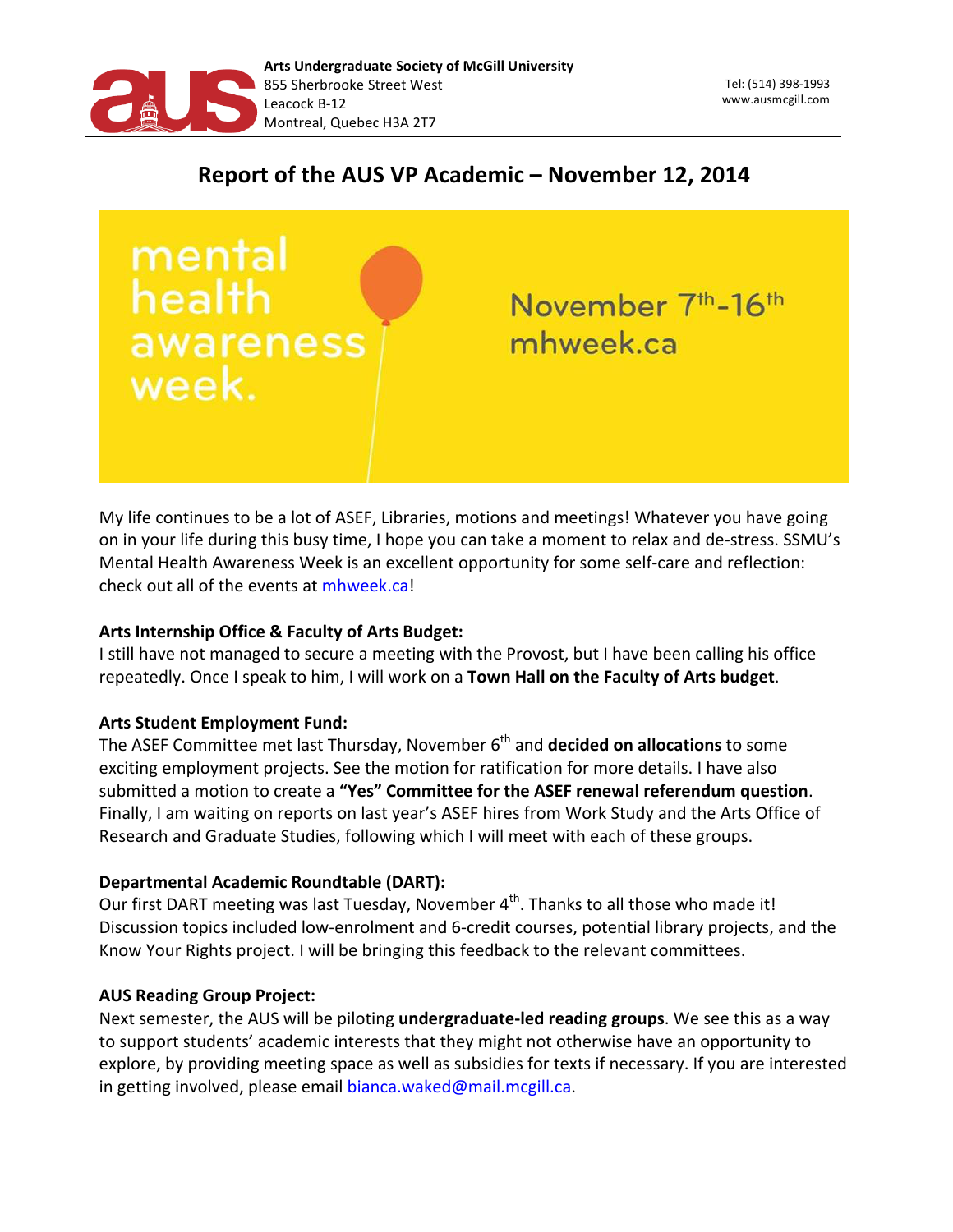Arts Undergraduate Society of McGill University
855 Sherbrooke Street West
Leacock B-12
Montreal, Quebec H3A 2T7

Tel: (514) 398-1993
www.ausmcgill.com

# Report of the AUS VP Academic – November 12, 2014

mental health awareness week.

November 7th-16th
mhweek.ca

My life continues to be a lot of ASEF, Libraries, motions and meetings! Whatever you have going on in your life during this busy time, I hope you can take a moment to relax and de-stress. SSMU's Mental Health Awareness Week is an excellent opportunity for some self-care and reflection: check out all of the events at mhweek.ca!

**Arts Internship Office & Faculty of Arts Budget:**
I still have not managed to secure a meeting with the Provost, but I have been calling his office repeatedly. Once I speak to him, I will work on a **Town Hall on the Faculty of Arts budget**.

**Arts Student Employment Fund:**
The ASEF Committee met last Thursday, November 6th and **decided on allocations** to some exciting employment projects. See the motion for ratification for more details. I have also submitted a motion to create a **"Yes" Committee for the ASEF renewal referendum question**. Finally, I am waiting on reports on last year's ASEF hires from Work Study and the Arts Office of Research and Graduate Studies, following which I will meet with each of these groups.

**Departmental Academic Roundtable (DART):**
Our first DART meeting was last Tuesday, November 4th. Thanks to all those who made it! Discussion topics included low-enrolment and 6-credit courses, potential library projects, and the Know Your Rights project. I will be bringing this feedback to the relevant committees.

**AUS Reading Group Project:**
Next semester, the AUS will be piloting **undergraduate-led reading groups**. We see this as a way to support students' academic interests that they might not otherwise have an opportunity to explore, by providing meeting space as well as subsidies for texts if necessary. If you are interested in getting involved, please email bianca.waked@mail.mcgill.ca.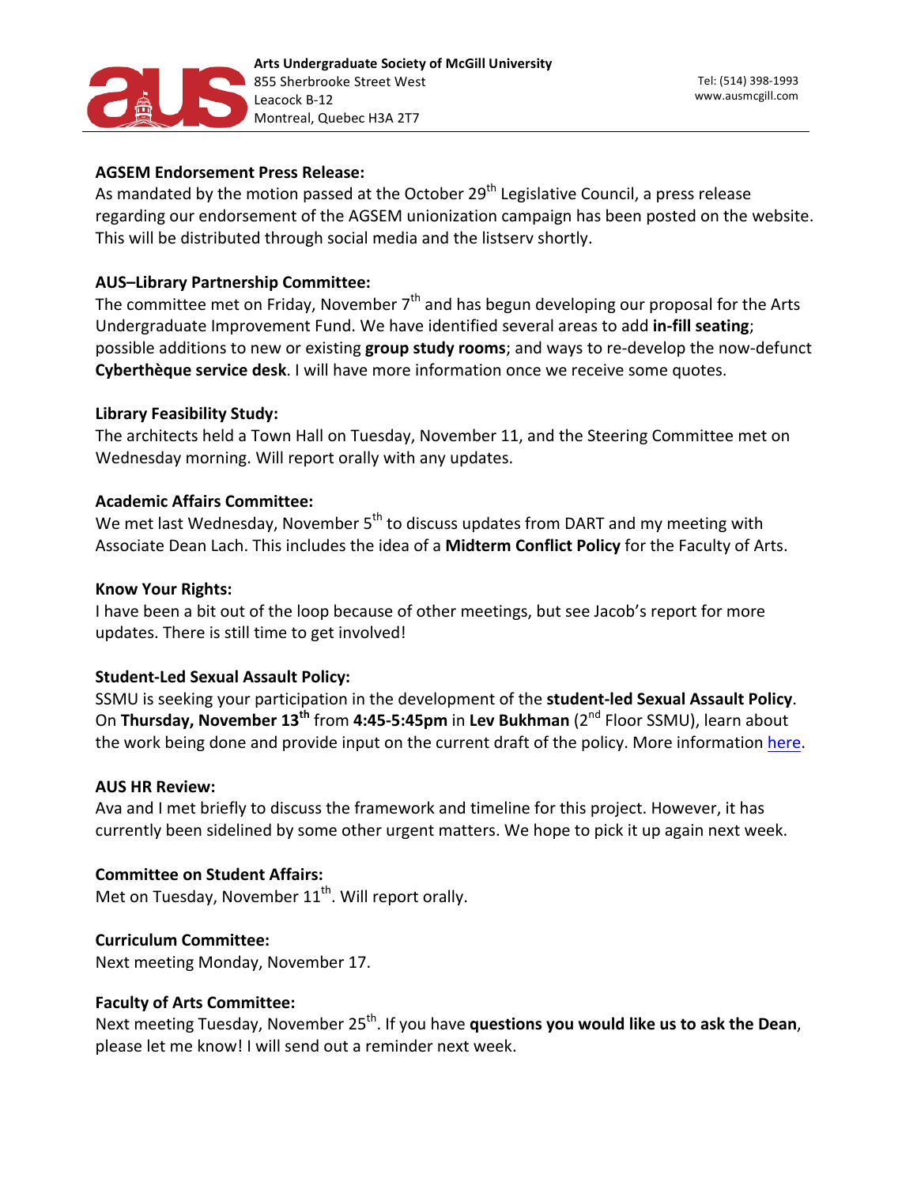**AGSEM Endorsement Press Release:**
As mandated by the motion passed at the October 29th Legislative Council, a press release regarding our endorsement of the AGSEM unionization campaign has been posted on the website. This will be distributed through social media and the listserv shortly.

**AUS–Library Partnership Committee:**
The committee met on Friday, November 7th and has begun developing our proposal for the Arts Undergraduate Improvement Fund. We have identified several areas to add **in-fill seating**; possible additions to new or existing **group study rooms**; and ways to re-develop the now-defunct **Cyberthèque service desk**. I will have more information once we receive some quotes.

**Library Feasibility Study:**
The architects held a Town Hall on Tuesday, November 11, and the Steering Committee met on Wednesday morning. Will report orally with any updates.

**Academic Affairs Committee:**
We met last Wednesday, November 5th to discuss updates from DART and my meeting with Associate Dean Lach. This includes the idea of a **Midterm Conflict Policy** for the Faculty of Arts.

**Know Your Rights:**
I have been a bit out of the loop because of other meetings, but see Jacob's report for more updates. There is still time to get involved!

**Student-Led Sexual Assault Policy:**
SSMU is seeking your participation in the development of the **student-led Sexual Assault Policy**. On **Thursday, November 13th** from **4:45-5:45pm** in **Lev Bukhman** (2nd Floor SSMU), learn about the work being done and provide input on the current draft of the policy. More information here.

**AUS HR Review:**
Ava and I met briefly to discuss the framework and timeline for this project. However, it has currently been sidelined by some other urgent matters. We hope to pick it up again next week.

**Committee on Student Affairs:**
Met on Tuesday, November 11th. Will report orally.

**Curriculum Committee:**
Next meeting Monday, November 17.

**Faculty of Arts Committee:**
Next meeting Tuesday, November 25th. If you have **questions you would like us to ask the Dean**, please let me know! I will send out a reminder next week.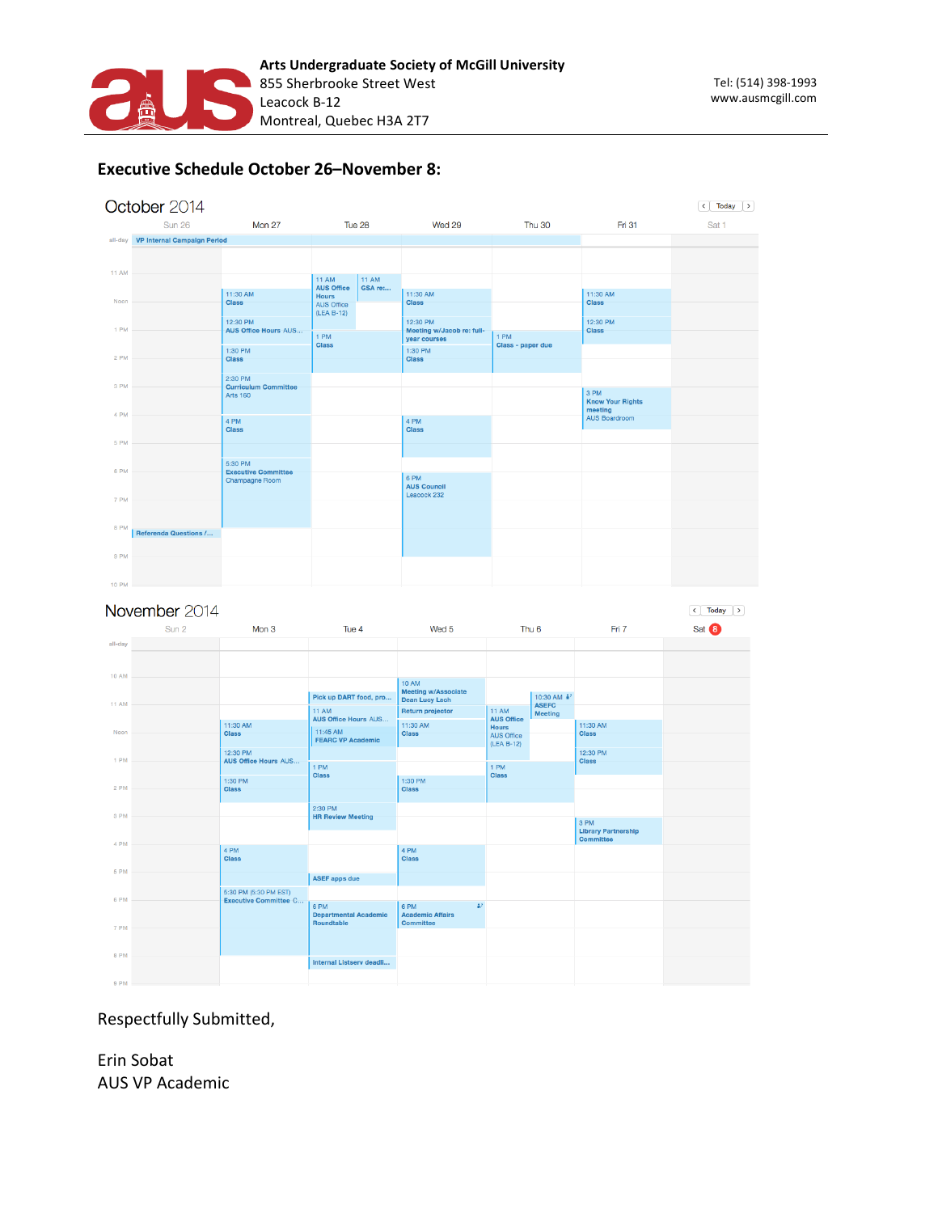**Executive Schedule October 26–November 8:**

October 2014

Sun 26 | Mon 27 | Tue 28 | Wed 29 | Thu 30 | Fri 31 | Sat 1

all-day: VP Internal Campaign Period

Sun 26:
8 PM Referenda Questions /...

Mon 27:
11:30 AM Class
12:30 PM AUS Office Hours AUS...
1:30 PM Class
2:30 PM Curriculum Committee Arts 160
4 PM Class
5:30 PM Executive Committee Champagne Room

Tue 28:
11 AM AUS Office Hours AUS Office (LEA B-12)
11 AM GSA re:...
1 PM Class

Wed 29:
11:30 AM Class
12:30 PM Meeting w/Jacob re: full-year courses
1:30 PM Class
4 PM Class
6 PM AUS Council Leacock 232

Thu 30:
1 PM Class - paper due

Fri 31:
11:30 AM Class
12:30 PM Class
3 PM Know Your Rights meeting AUS Boardroom

November 2014

Sun 2 | Mon 3 | Tue 4 | Wed 5 | Thu 6 | Fri 7 | Sat 8

Mon 3:
11:30 AM Class
12:30 PM AUS Office Hours AUS...
1:30 PM Class
4 PM Class
5:30 PM (5:30 PM EST) Executive Committee C...

Tue 4:
Pick up DART food, pro...
11 AM AUS Office Hours AUS...
11:45 AM FEARC VP Academic
1 PM Class
2:30 PM HR Review Meeting
ASEF apps due
6 PM Departmental Academic Roundtable
Internal Listserv deadli...

Wed 5:
10 AM Meeting w/Associate Dean Lucy Lach
Return projector
11:30 AM Class
1:30 PM Class
4 PM Class
6 PM Academic Affairs Committee

Thu 6:
10:30 AM ASEFC Meeting
11 AM AUS Office Hours AUS Office (LEA B-12)
1 PM Class

Fri 7:
11:30 AM Class
12:30 PM Class
3 PM Library Partnership Committee

Respectfully Submitted,

Erin Sobat
AUS VP Academic